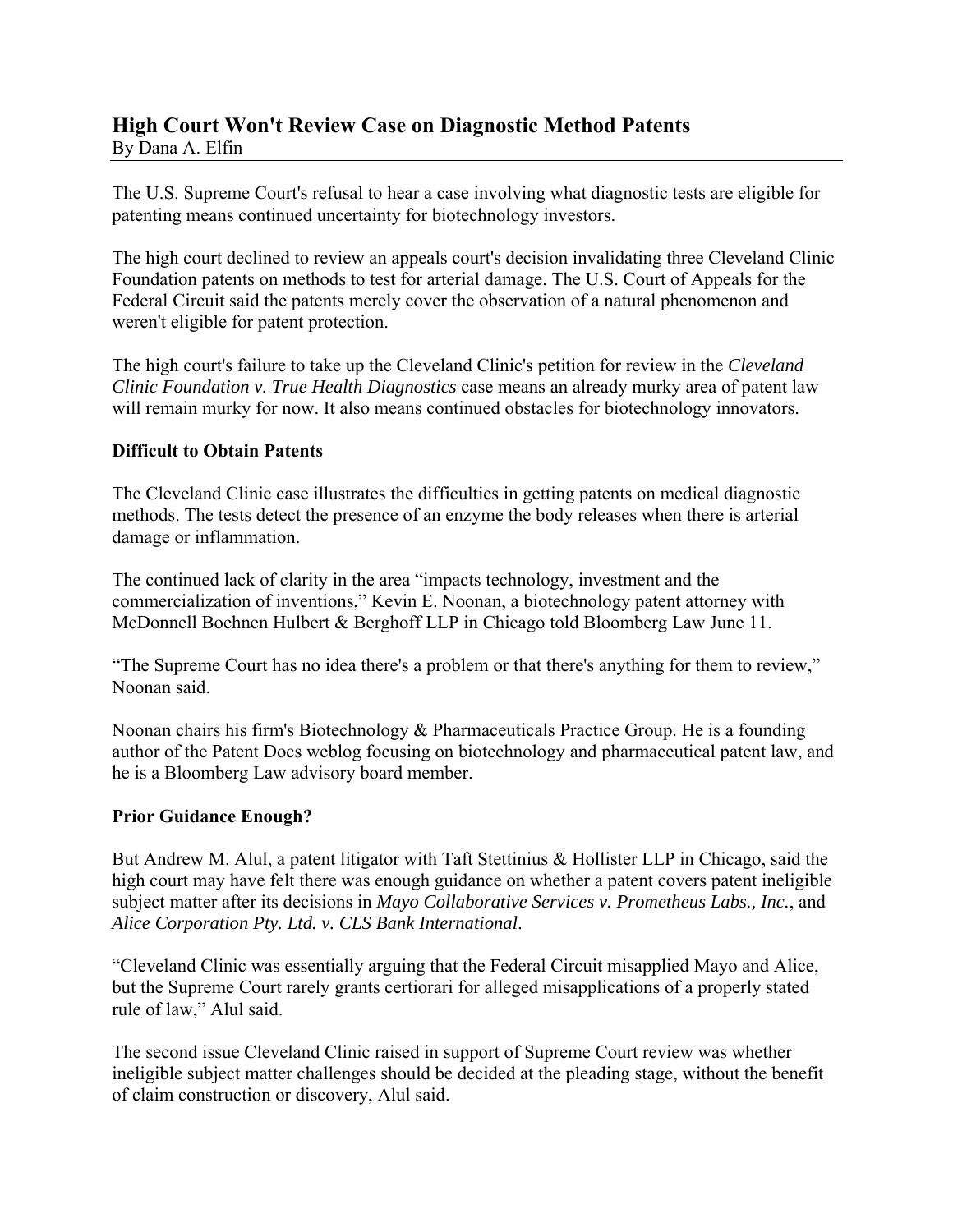# High Court Won't Review Case on Diagnostic Method Patents

By Dana A. Elfin

The U.S. Supreme Court's refusal to hear a case involving what diagnostic tests are eligible for patenting means continued uncertainty for biotechnology investors.

The high court declined to review an appeals court's decision invalidating three Cleveland Clinic Foundation patents on methods to test for arterial damage. The U.S. Court of Appeals for the Federal Circuit said the patents merely cover the observation of a natural phenomenon and weren't eligible for patent protection.

The high court's failure to take up the Cleveland Clinic's petition for review in the *Cleveland Clinic Foundation v. True Health Diagnostics* case means an already murky area of patent law will remain murky for now. It also means continued obstacles for biotechnology innovators.

## Difficult to Obtain Patents

The Cleveland Clinic case illustrates the difficulties in getting patents on medical diagnostic methods. The tests detect the presence of an enzyme the body releases when there is arterial damage or inflammation.

The continued lack of clarity in the area "impacts technology, investment and the commercialization of inventions," Kevin E. Noonan, a biotechnology patent attorney with McDonnell Boehnen Hulbert & Berghoff LLP in Chicago told Bloomberg Law June 11.

"The Supreme Court has no idea there's a problem or that there's anything for them to review," Noonan said.

Noonan chairs his firm's Biotechnology & Pharmaceuticals Practice Group. He is a founding author of the Patent Docs weblog focusing on biotechnology and pharmaceutical patent law, and he is a Bloomberg Law advisory board member.

## Prior Guidance Enough?

But Andrew M. Alul, a patent litigator with Taft Stettinius & Hollister LLP in Chicago, said the high court may have felt there was enough guidance on whether a patent covers patent ineligible subject matter after its decisions in *Mayo Collaborative Services v. Prometheus Labs., Inc.*, and *Alice Corporation Pty. Ltd. v. CLS Bank International*.

"Cleveland Clinic was essentially arguing that the Federal Circuit misapplied Mayo and Alice, but the Supreme Court rarely grants certiorari for alleged misapplications of a properly stated rule of law," Alul said.

The second issue Cleveland Clinic raised in support of Supreme Court review was whether ineligible subject matter challenges should be decided at the pleading stage, without the benefit of claim construction or discovery, Alul said.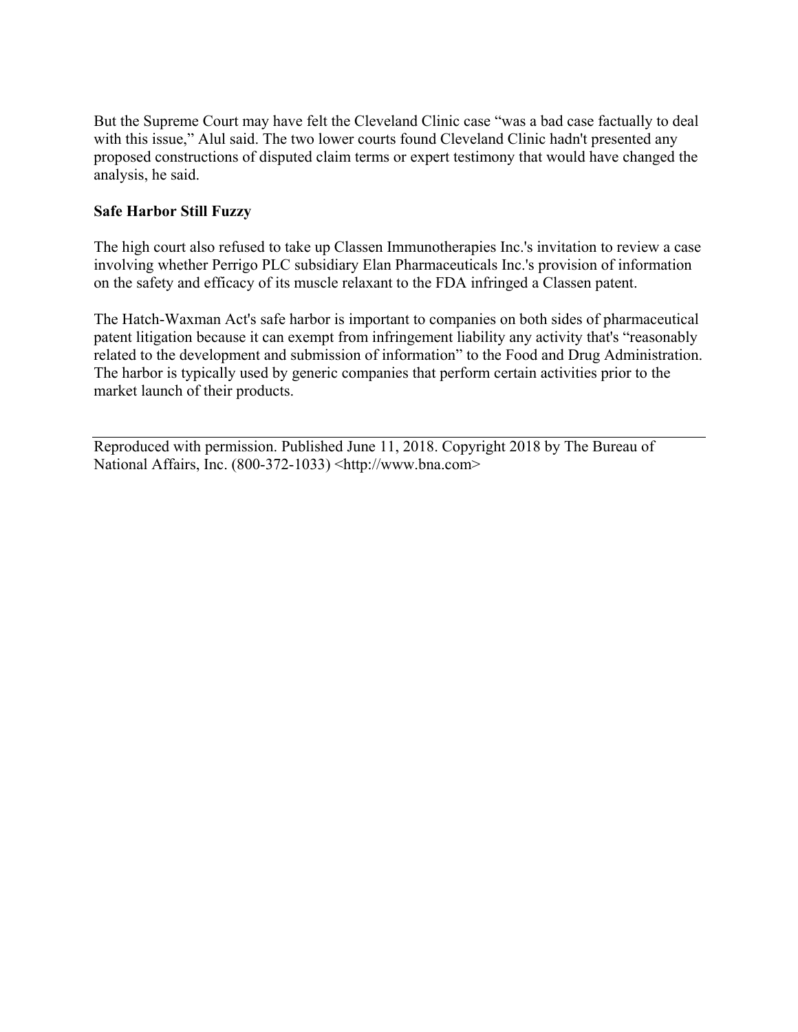But the Supreme Court may have felt the Cleveland Clinic case "was a bad case factually to deal with this issue," Alul said. The two lower courts found Cleveland Clinic hadn't presented any proposed constructions of disputed claim terms or expert testimony that would have changed the analysis, he said.

**Safe Harbor Still Fuzzy**

The high court also refused to take up Classen Immunotherapies Inc.'s invitation to review a case involving whether Perrigo PLC subsidiary Elan Pharmaceuticals Inc.'s provision of information on the safety and efficacy of its muscle relaxant to the FDA infringed a Classen patent.

The Hatch-Waxman Act's safe harbor is important to companies on both sides of pharmaceutical patent litigation because it can exempt from infringement liability any activity that's "reasonably related to the development and submission of information" to the Food and Drug Administration. The harbor is typically used by generic companies that perform certain activities prior to the market launch of their products.

---

Reproduced with permission. Published June 11, 2018. Copyright 2018 by The Bureau of National Affairs, Inc. (800-372-1033) <http://www.bna.com>